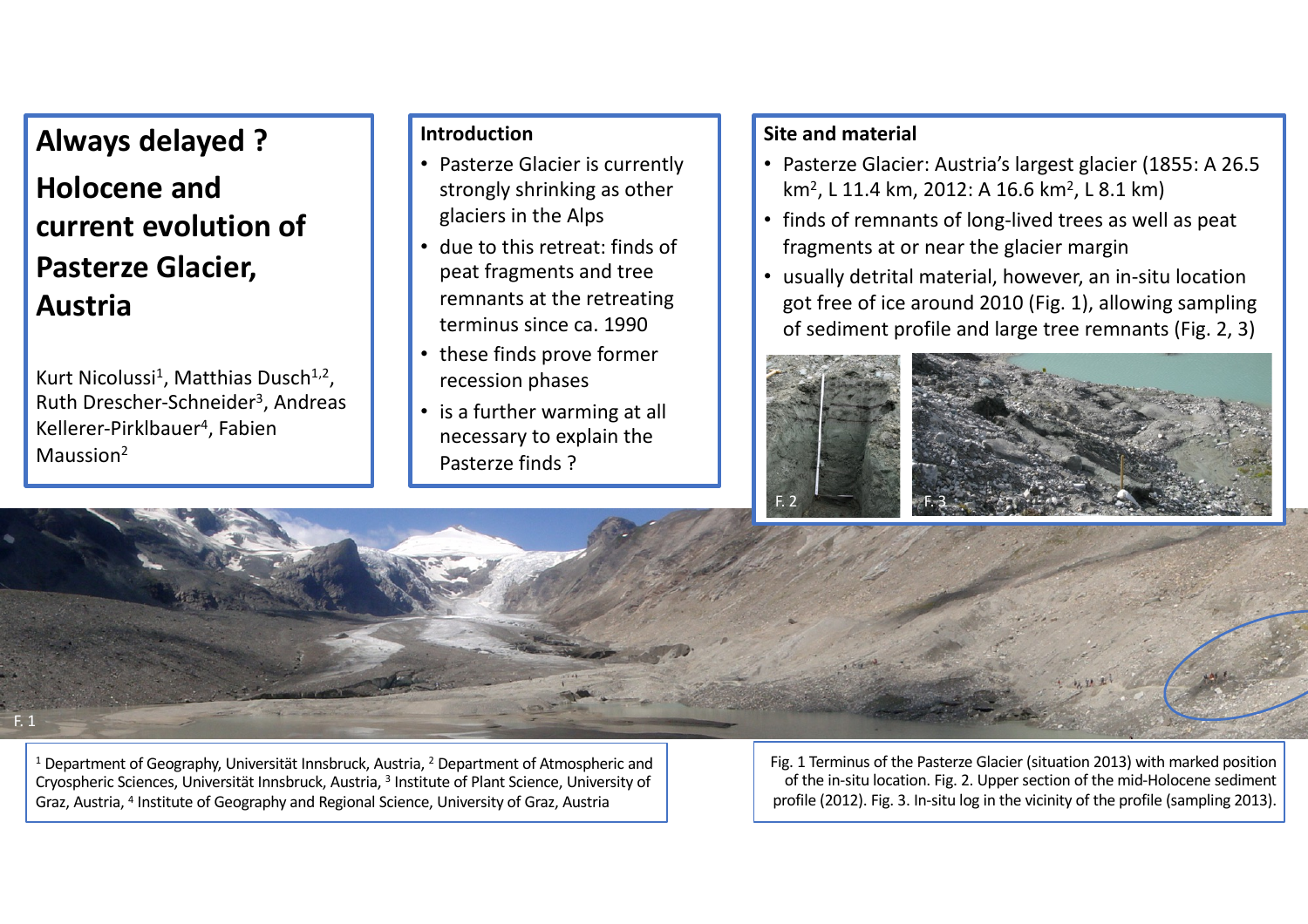# Always delayed ?

# Holocene and current evolution of Pasterze Glacier, Austria

Kurt Nicolussi[1], Matthias Dusch[1,2], Ruth Drescher-Schneider[3], Andreas Kellerer-Pirklbauer[4], Fabien Maussion[2]

## Introduction

- Pasterze Glacier is currently strongly shrinking as other glaciers in the Alps
- due to this retreat: finds of peat fragments and tree remnants at the retreating terminus since ca. 1990
- these finds prove former recession phases
- is a further warming at all necessary to explain the Pasterze finds ?

## Site and material

- Pasterze Glacier: Austria's largest glacier (1855: A 26.5 km², L 11.4 km, 2012: A 16.6 km², L 8.1 km)
- finds of remnants of long-lived trees as well as peat fragments at or near the glacier margin
- usually detrital material, however, an in-situ location got free of ice around 2010 (Fig. 1), allowing sampling of sediment profile and large tree remnants (Fig. 2, 3)

[1] Department of Geography, Universität Innsbruck, Austria, [2] Department of Atmospheric and Cryospheric Sciences, Universität Innsbruck, Austria, [3] Institute of Plant Science, University of Graz, Austria, [4] Institute of Geography and Regional Science, University of Graz, Austria

Fig. 1 Terminus of the Pasterze Glacier (situation 2013) with marked position of the in-situ location. Fig. 2. Upper section of the mid-Holocene sediment profile (2012). Fig. 3. In-situ log in the vicinity of the profile (sampling 2013).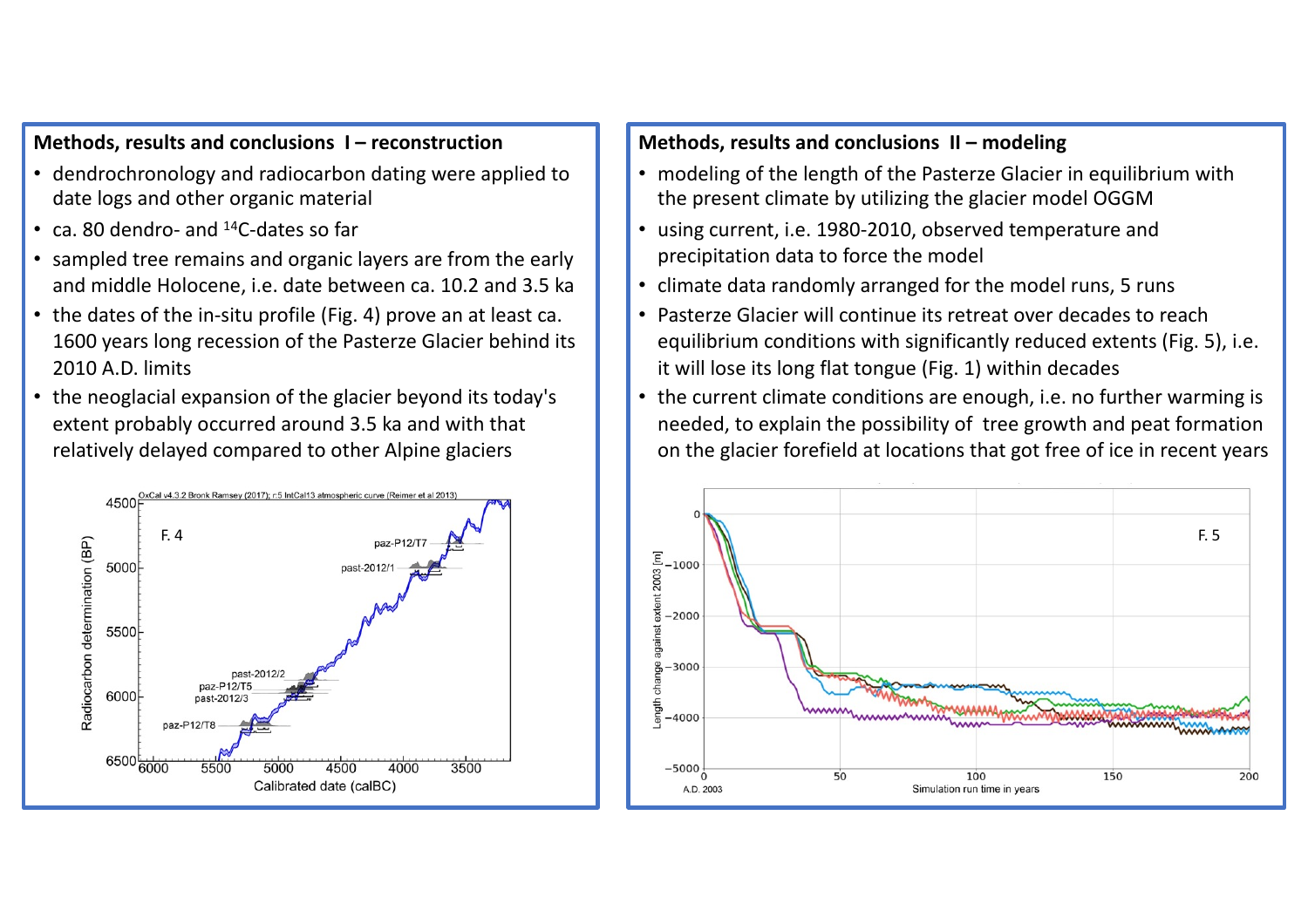## Methods, results and conclusions I – reconstruction

- dendrochronology and radiocarbon dating were applied to date logs and other organic material
- ca. 80 dendro- and $^{14}$C-dates so far
- sampled tree remains and organic layers are from the early and middle Holocene, i.e. date between ca. 10.2 and 3.5 ka
- the dates of the in-situ profile (Fig. 4) prove an at least ca. 1600 years long recession of the Pasterze Glacier behind its 2010 A.D. limits
- the neoglacial expansion of the glacier beyond its today's extent probably occurred around 3.5 ka and with that relatively delayed compared to other Alpine glaciers

## Methods, results and conclusions II – modeling

- modeling of the length of the Pasterze Glacier in equilibrium with the present climate by utilizing the glacier model OGGM
- using current, i.e. 1980-2010, observed temperature and precipitation data to force the model
- climate data randomly arranged for the model runs, 5 runs
- Pasterze Glacier will continue its retreat over decades to reach equilibrium conditions with significantly reduced extents (Fig. 5), i.e. it will lose its long flat tongue (Fig. 1) within decades
- the current climate conditions are enough, i.e. no further warming is needed, to explain the possibility of tree growth and peat formation on the glacier forefield at locations that got free of ice in recent years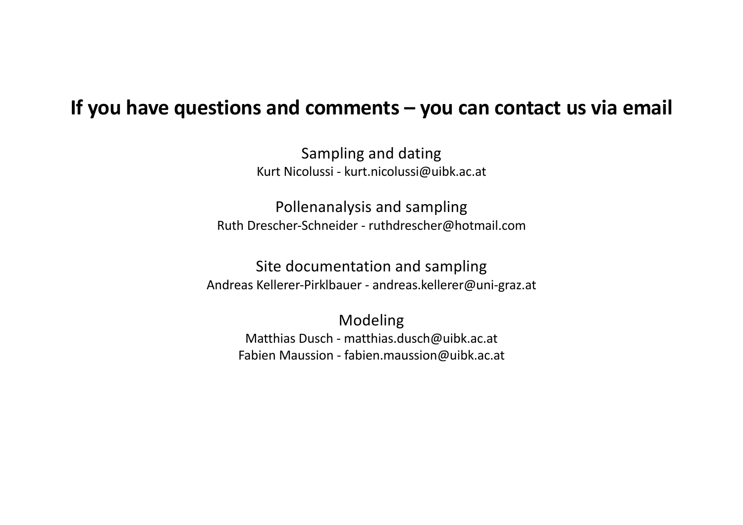# If you have questions and comments – you can contact us via email

Sampling and dating

Kurt Nicolussi - kurt.nicolussi@uibk.ac.at

Pollenanalysis and sampling

Ruth Drescher-Schneider - ruthdrescher@hotmail.com

Site documentation and sampling

Andreas Kellerer-Pirklbauer - andreas.kellerer@uni-graz.at

Modeling

Matthias Dusch - matthias.dusch@uibk.ac.at

Fabien Maussion - fabien.maussion@uibk.ac.at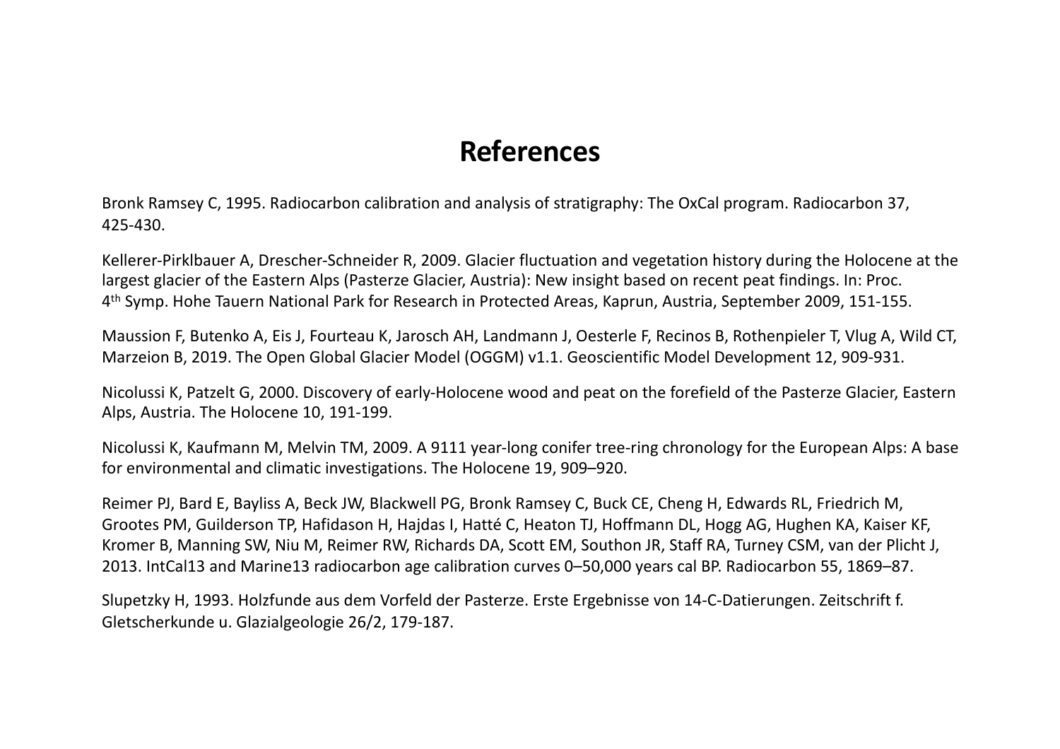# References

Bronk Ramsey C, 1995. Radiocarbon calibration and analysis of stratigraphy: The OxCal program. Radiocarbon 37, 425-430.

Kellerer-Pirklbauer A, Drescher-Schneider R, 2009. Glacier fluctuation and vegetation history during the Holocene at the largest glacier of the Eastern Alps (Pasterze Glacier, Austria): New insight based on recent peat findings. In: Proc. 4th Symp. Hohe Tauern National Park for Research in Protected Areas, Kaprun, Austria, September 2009, 151-155.

Maussion F, Butenko A, Eis J, Fourteau K, Jarosch AH, Landmann J, Oesterle F, Recinos B, Rothenpieler T, Vlug A, Wild CT, Marzeion B, 2019. The Open Global Glacier Model (OGGM) v1.1. Geoscientific Model Development 12, 909-931.

Nicolussi K, Patzelt G, 2000. Discovery of early-Holocene wood and peat on the forefield of the Pasterze Glacier, Eastern Alps, Austria. The Holocene 10, 191-199.

Nicolussi K, Kaufmann M, Melvin TM, 2009. A 9111 year-long conifer tree-ring chronology for the European Alps: A base for environmental and climatic investigations. The Holocene 19, 909–920.

Reimer PJ, Bard E, Bayliss A, Beck JW, Blackwell PG, Bronk Ramsey C, Buck CE, Cheng H, Edwards RL, Friedrich M, Grootes PM, Guilderson TP, Hafidason H, Hajdas I, Hatté C, Heaton TJ, Hoffmann DL, Hogg AG, Hughen KA, Kaiser KF, Kromer B, Manning SW, Niu M, Reimer RW, Richards DA, Scott EM, Southon JR, Staff RA, Turney CSM, van der Plicht J, 2013. IntCal13 and Marine13 radiocarbon age calibration curves 0–50,000 years cal BP. Radiocarbon 55, 1869–87.

Slupetzky H, 1993. Holzfunde aus dem Vorfeld der Pasterze. Erste Ergebnisse von 14-C-Datierungen. Zeitschrift f. Gletscherkunde u. Glazialgeologie 26/2, 179-187.